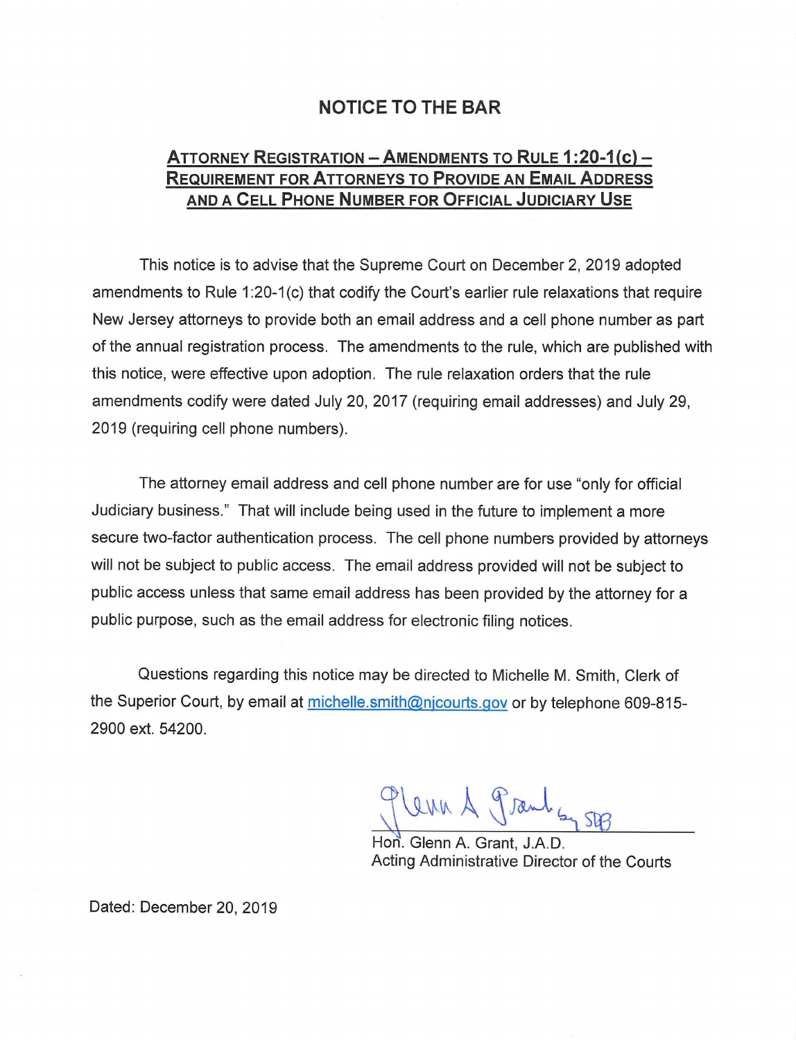# NOTICE TO THE BAR

## ATTORNEY REGISTRATION – AMENDMENTS TO RULE 1:20-1(c) – REQUIREMENT FOR ATTORNEYS TO PROVIDE AN EMAIL ADDRESS AND A CELL PHONE NUMBER FOR OFFICIAL JUDICIARY USE

This notice is to advise that the Supreme Court on December 2, 2019 adopted amendments to Rule 1:20-1(c) that codify the Court's earlier rule relaxations that require New Jersey attorneys to provide both an email address and a cell phone number as part of the annual registration process. The amendments to the rule, which are published with this notice, were effective upon adoption. The rule relaxation orders that the rule amendments codify were dated July 20, 2017 (requiring email addresses) and July 29, 2019 (requiring cell phone numbers).

The attorney email address and cell phone number are for use "only for official Judiciary business." That will include being used in the future to implement a more secure two-factor authentication process. The cell phone numbers provided by attorneys will not be subject to public access. The email address provided will not be subject to public access unless that same email address has been provided by the attorney for a public purpose, such as the email address for electronic filing notices.

Questions regarding this notice may be directed to Michelle M. Smith, Clerk of the Superior Court, by email at michelle.smith@njcourts.gov or by telephone 609-815-2900 ext. 54200.

Glenn A. Grant by SDB

Hon. Glenn A. Grant, J.A.D.
Acting Administrative Director of the Courts

Dated: December 20, 2019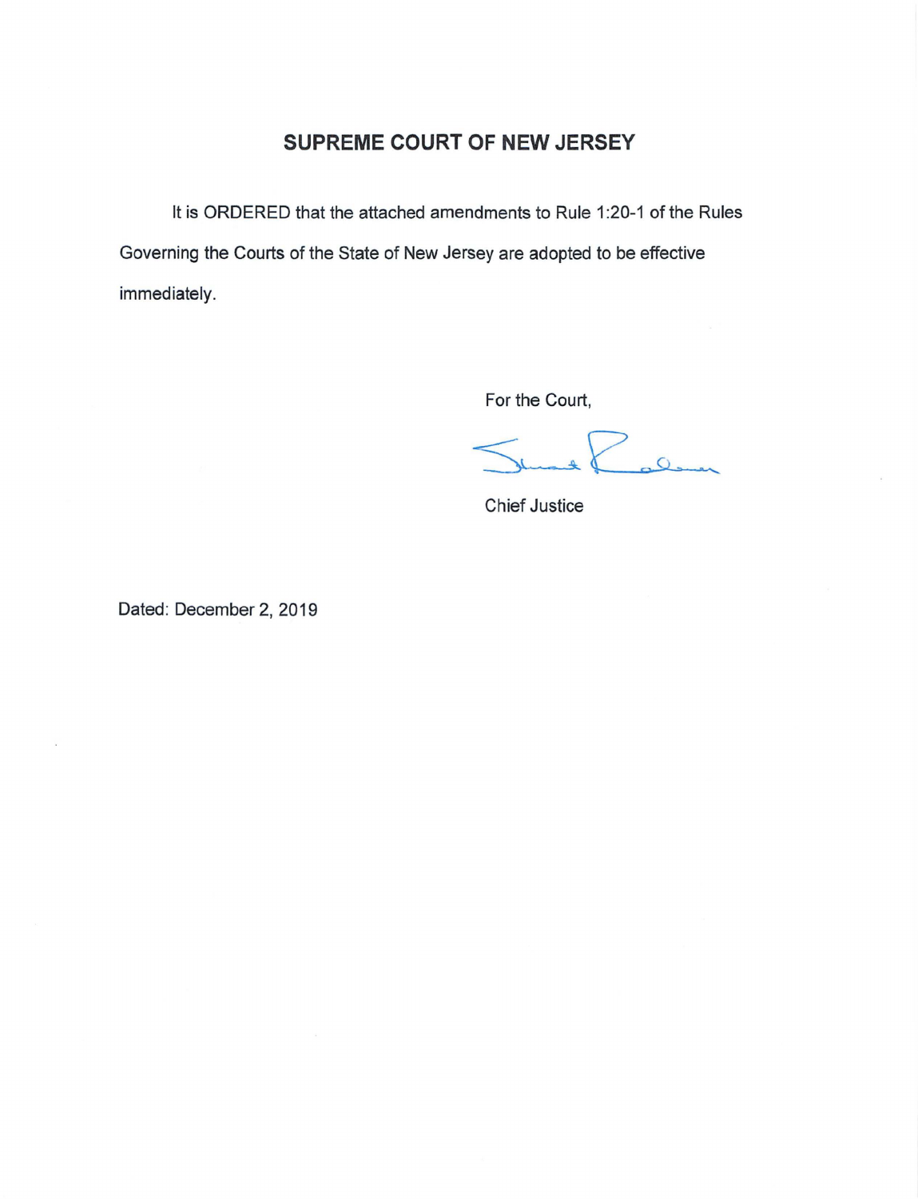# SUPREME COURT OF NEW JERSEY

It is ORDERED that the attached amendments to Rule 1:20-1 of the Rules Governing the Courts of the State of New Jersey are adopted to be effective immediately.

For the Court,

Chief Justice

Dated: December 2, 2019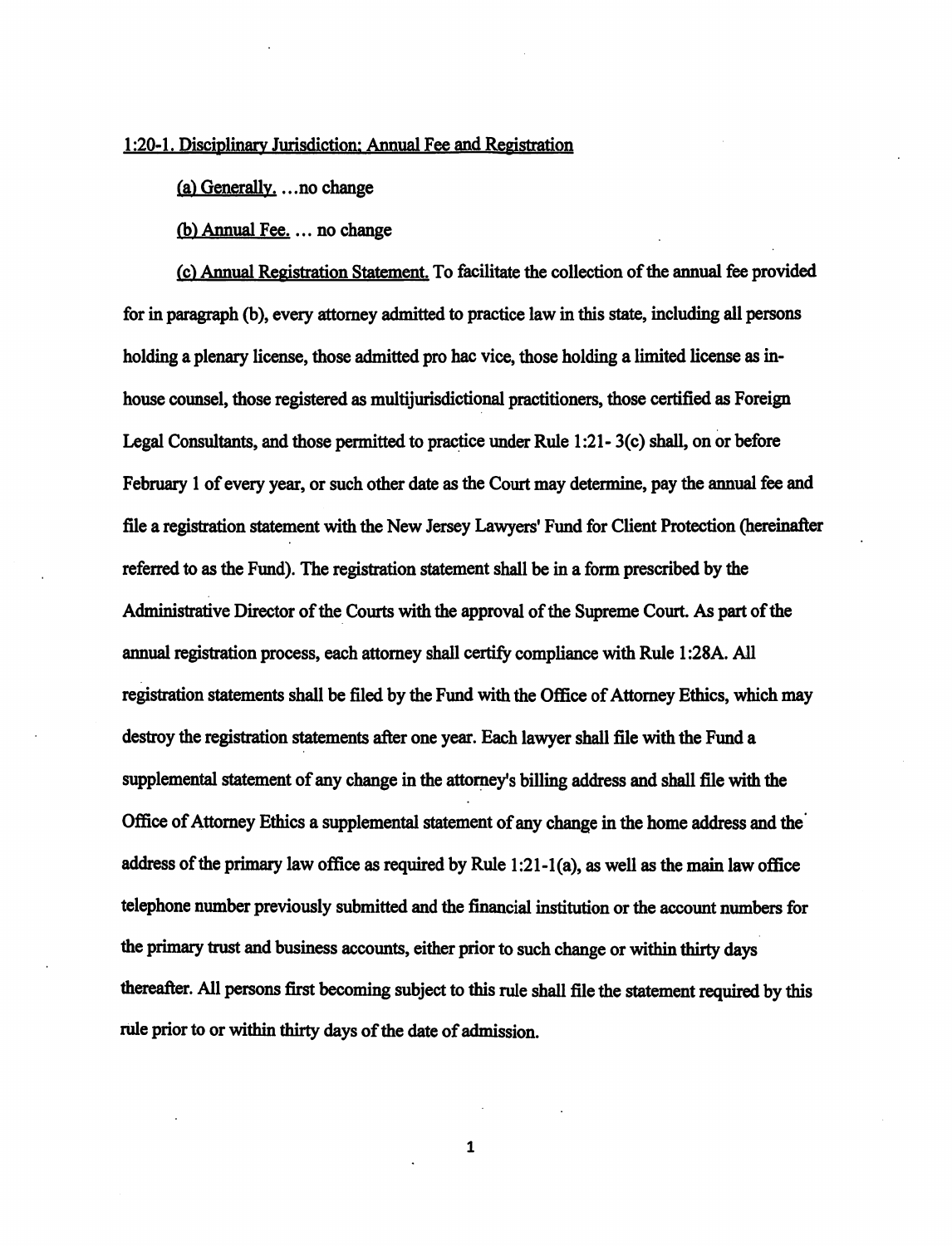1:20-1. Disciplinary Jurisdiction; Annual Fee and Registration

(a) Generally. ...no change

(b) Annual Fee. ... no change

(c) Annual Registration Statement. To facilitate the collection of the annual fee provided for in paragraph (b), every attorney admitted to practice law in this state, including all persons holding a plenary license, those admitted pro hac vice, those holding a limited license as in-house counsel, those registered as multijurisdictional practitioners, those certified as Foreign Legal Consultants, and those permitted to practice under Rule 1:21- 3(c) shall, on or before February 1 of every year, or such other date as the Court may determine, pay the annual fee and file a registration statement with the New Jersey Lawyers' Fund for Client Protection (hereinafter referred to as the Fund). The registration statement shall be in a form prescribed by the Administrative Director of the Courts with the approval of the Supreme Court. As part of the annual registration process, each attorney shall certify compliance with Rule 1:28A. All registration statements shall be filed by the Fund with the Office of Attorney Ethics, which may destroy the registration statements after one year. Each lawyer shall file with the Fund a supplemental statement of any change in the attorney's billing address and shall file with the Office of Attorney Ethics a supplemental statement of any change in the home address and the address of the primary law office as required by Rule 1:21-1(a), as well as the main law office telephone number previously submitted and the financial institution or the account numbers for the primary trust and business accounts, either prior to such change or within thirty days thereafter. All persons first becoming subject to this rule shall file the statement required by this rule prior to or within thirty days of the date of admission.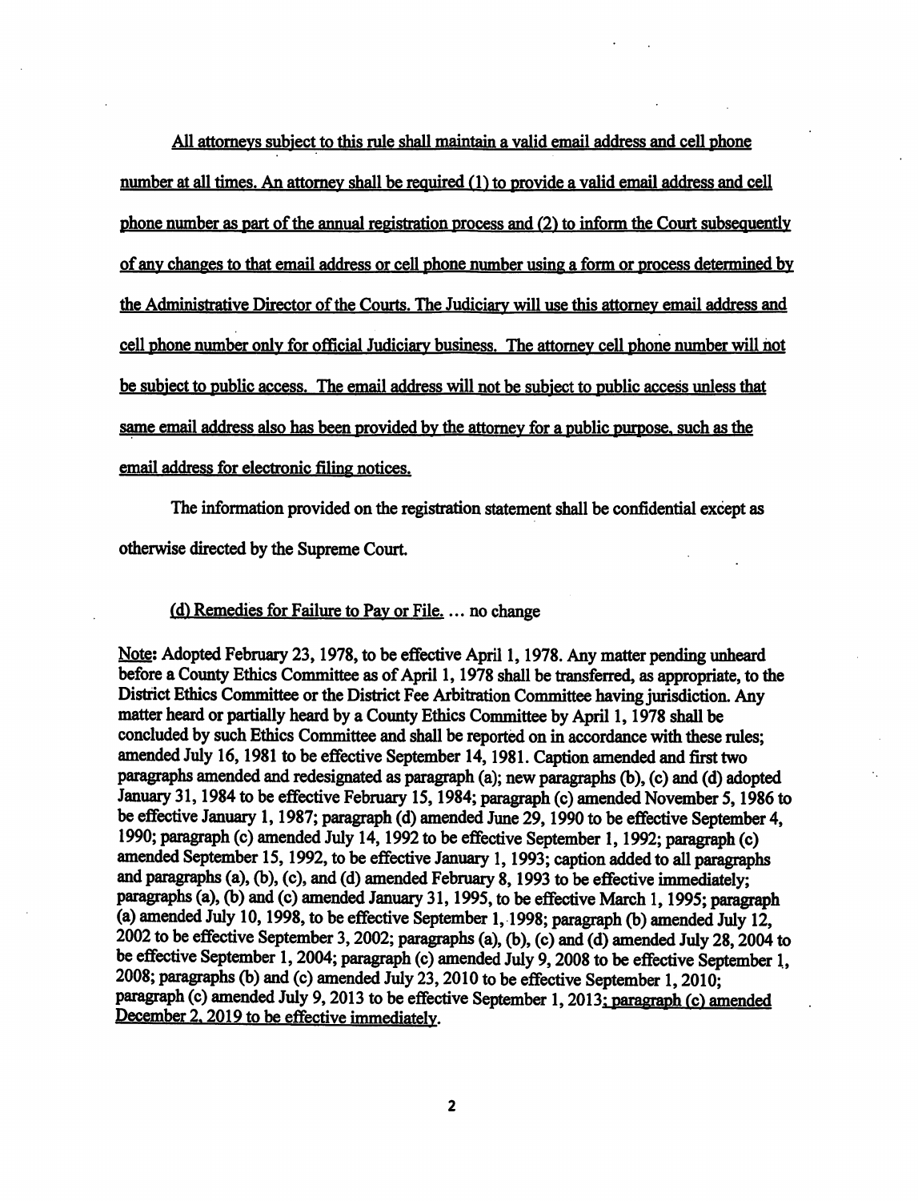<u>All attorneys subject to this rule shall maintain a valid email address and cell phone number at all times. An attorney shall be required (1) to provide a valid email address and cell phone number as part of the annual registration process and (2) to inform the Court subsequently of any changes to that email address or cell phone number using a form or process determined by the Administrative Director of the Courts. The Judiciary will use this attorney email address and cell phone number only for official Judiciary business. The attorney cell phone number will not be subject to public access. The email address will not be subject to public access unless that same email address also has been provided by the attorney for a public purpose, such as the email address for electronic filing notices.</u>

The information provided on the registration statement shall be confidential except as otherwise directed by the Supreme Court.

<u>(d) Remedies for Failure to Pay or File.</u> ... no change

<u>Note</u>: Adopted February 23, 1978, to be effective April 1, 1978. Any matter pending unheard before a County Ethics Committee as of April 1, 1978 shall be transferred, as appropriate, to the District Ethics Committee or the District Fee Arbitration Committee having jurisdiction. Any matter heard or partially heard by a County Ethics Committee by April 1, 1978 shall be concluded by such Ethics Committee and shall be reported on in accordance with these rules; amended July 16, 1981 to be effective September 14, 1981. Caption amended and first two paragraphs amended and redesignated as paragraph (a); new paragraphs (b), (c) and (d) adopted January 31, 1984 to be effective February 15, 1984; paragraph (c) amended November 5, 1986 to be effective January 1, 1987; paragraph (d) amended June 29, 1990 to be effective September 4, 1990; paragraph (c) amended July 14, 1992 to be effective September 1, 1992; paragraph (c) amended September 15, 1992, to be effective January 1, 1993; caption added to all paragraphs and paragraphs (a), (b), (c), and (d) amended February 8, 1993 to be effective immediately; paragraphs (a), (b) and (c) amended January 31, 1995, to be effective March 1, 1995; paragraph (a) amended July 10, 1998, to be effective September 1, 1998; paragraph (b) amended July 12, 2002 to be effective September 3, 2002; paragraphs (a), (b), (c) and (d) amended July 28, 2004 to be effective September 1, 2004; paragraph (c) amended July 9, 2008 to be effective September 1, 2008; paragraphs (b) and (c) amended July 23, 2010 to be effective September 1, 2010; paragraph (c) amended July 9, 2013 to be effective September 1, 2013<u>; paragraph (c) amended December 2, 2019 to be effective immediately</u>.